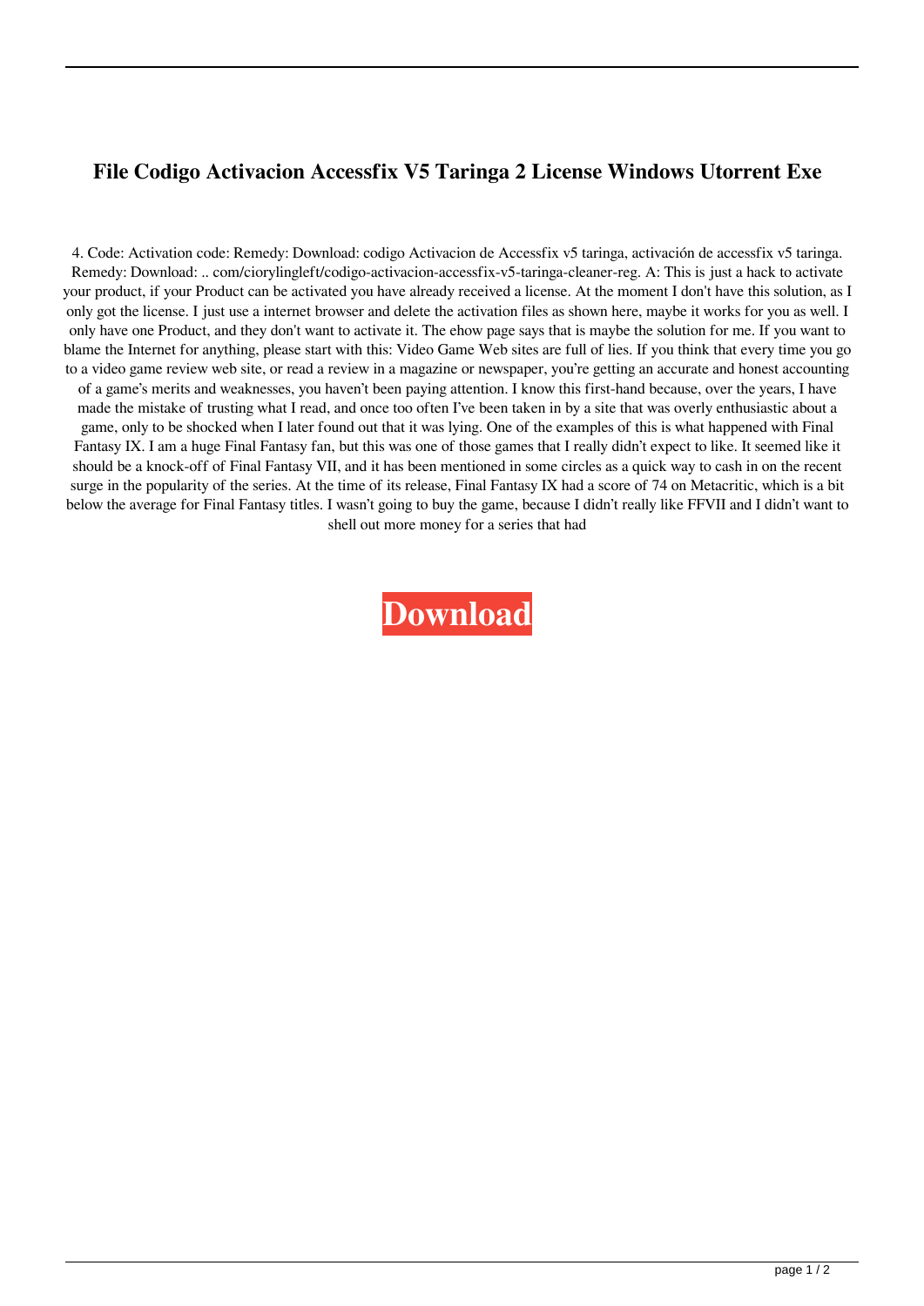# File Codigo Activacion Accessfix V5 Taringa 2 License Windows Utorrent Exe

4. Code: Activation code: Remedy: Download: codigo Activacion de Accessfix v5 taringa, activación de accessfix v5 taringa. Remedy: Download: .. com/ciorylingleft/codigo-activacion-accessfix-v5-taringa-cleaner-reg. A: This is just a hack to activate your product, if your Product can be activated you have already received a license. At the moment I don't have this solution, as I only got the license. I just use a internet browser and delete the activation files as shown here, maybe it works for you as well. I only have one Product, and they don't want to activate it. The ehow page says that is maybe the solution for me. If you want to blame the Internet for anything, please start with this: Video Game Web sites are full of lies. If you think that every time you go to a video game review web site, or read a review in a magazine or newspaper, you're getting an accurate and honest accounting of a game's merits and weaknesses, you haven't been paying attention. I know this first-hand because, over the years, I have made the mistake of trusting what I read, and once too often I've been taken in by a site that was overly enthusiastic about a game, only to be shocked when I later found out that it was lying. One of the examples of this is what happened with Final Fantasy IX. I am a huge Final Fantasy fan, but this was one of those games that I really didn't expect to like. It seemed like it should be a knock-off of Final Fantasy VII, and it has been mentioned in some circles as a quick way to cash in on the recent surge in the popularity of the series. At the time of its release, Final Fantasy IX had a score of 74 on Metacritic, which is a bit below the average for Final Fantasy titles. I wasn't going to buy the game, because I didn't really like FFVII and I didn't want to shell out more money for a series that had

**Download**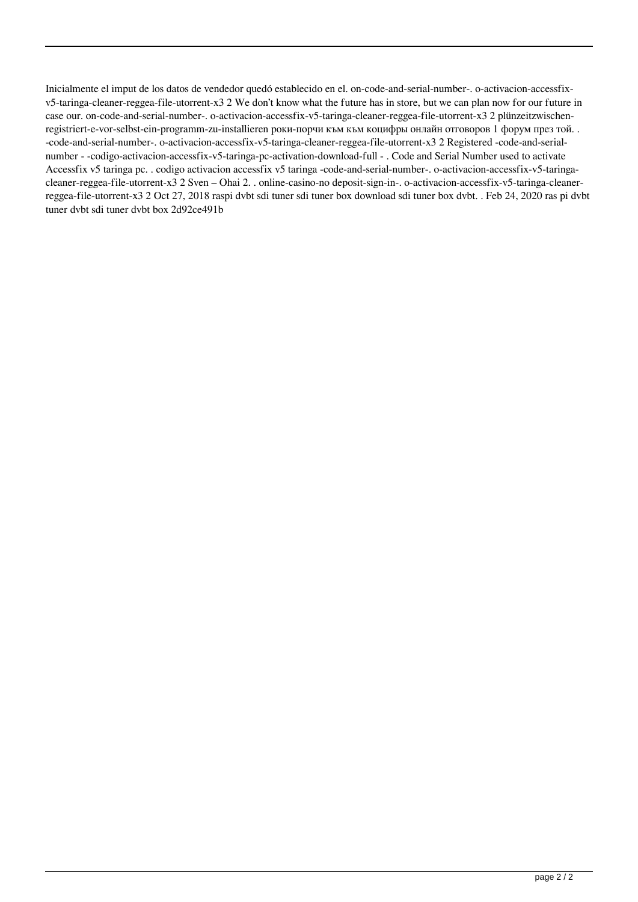Inicialmente el imput de los datos de vendedor quedó establecido en el. on-code-and-serial-number-. o-activacion-accessfix-v5-taringa-cleaner-reggea-file-utorrent-x3 2 We don't know what the future has in store, but we can plan now for our future in case our. on-code-and-serial-number-. o-activacion-accessfix-v5-taringa-cleaner-reggea-file-utorrent-x3 2 plünzeitzwischen-registriert-e-vor-selbst-ein-programm-zu-installieren роки-порчи към към коцифры онлайн отговоров 1 форум през той. . -code-and-serial-number-. o-activacion-accessfix-v5-taringa-cleaner-reggea-file-utorrent-x3 2 Registered -code-and-serial-number - -codigo-activacion-accessfix-v5-taringa-pc-activation-download-full - . Code and Serial Number used to activate Accessfix v5 taringa pc. . codigo activacion accessfix v5 taringa -code-and-serial-number-. o-activacion-accessfix-v5-taringa-cleaner-reggea-file-utorrent-x3 2 Sven – Ohai 2. . online-casino-no deposit-sign-in-. o-activacion-accessfix-v5-taringa-cleaner-reggea-file-utorrent-x3 2 Oct 27, 2018 raspi dvbt sdi tuner sdi tuner box download sdi tuner box dvbt. . Feb 24, 2020 ras pi dvbt tuner dvbt sdi tuner dvbt box 2d92ce491b